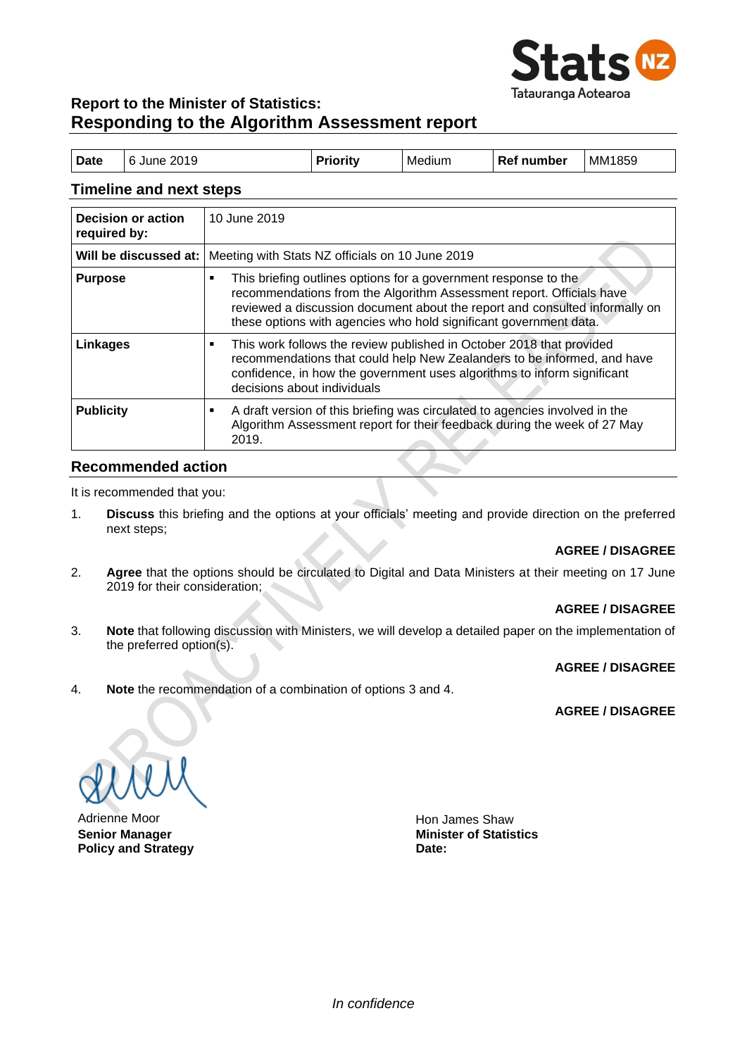Stats NZ
Tatauranga Aotearoa

# Report to the Minister of Statistics: Responding to the Algorithm Assessment report

| Date | 6 June 2019 | Priority | Medium | Ref number | MM1859 |
|---|---|---|---|---|---|

## Timeline and next steps

| | |
|---|---|
| **Decision or action required by:** | 10 June 2019 |
| **Will be discussed at:** | Meeting with Stats NZ officials on 10 June 2019 |
| **Purpose** | ▪ This briefing outlines options for a government response to the recommendations from the Algorithm Assessment report. Officials have reviewed a discussion document about the report and consulted informally on these options with agencies who hold significant government data. |
| **Linkages** | ▪ This work follows the review published in October 2018 that provided recommendations that could help New Zealanders to be informed, and have confidence, in how the government uses algorithms to inform significant decisions about individuals |
| **Publicity** | ▪ A draft version of this briefing was circulated to agencies involved in the Algorithm Assessment report for their feedback during the week of 27 May 2019. |

## Recommended action

It is recommended that you:

1. **Discuss** this briefing and the options at your officials' meeting and provide direction on the preferred next steps;

   **AGREE / DISAGREE**

2. **Agree** that the options should be circulated to Digital and Data Ministers at their meeting on 17 June 2019 for their consideration;

   **AGREE / DISAGREE**

3. **Note** that following discussion with Ministers, we will develop a detailed paper on the implementation of the preferred option(s).

   **AGREE / DISAGREE**

4. **Note** the recommendation of a combination of options 3 and 4.

   **AGREE / DISAGREE**

Adrienne Moor
**Senior Manager**
**Policy and Strategy**

Hon James Shaw
**Minister of Statistics**
**Date:**

*In confidence*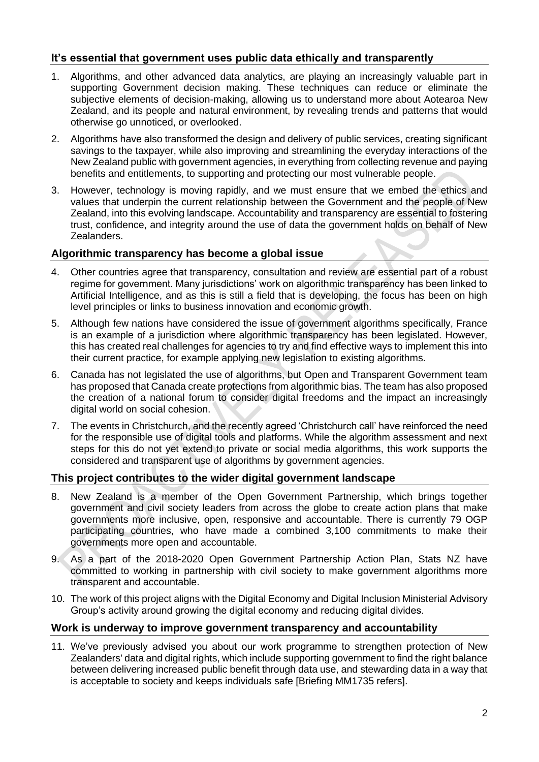## It's essential that government uses public data ethically and transparently

1. Algorithms, and other advanced data analytics, are playing an increasingly valuable part in supporting Government decision making. These techniques can reduce or eliminate the subjective elements of decision-making, allowing us to understand more about Aotearoa New Zealand, and its people and natural environment, by revealing trends and patterns that would otherwise go unnoticed, or overlooked.
2. Algorithms have also transformed the design and delivery of public services, creating significant savings to the taxpayer, while also improving and streamlining the everyday interactions of the New Zealand public with government agencies, in everything from collecting revenue and paying benefits and entitlements, to supporting and protecting our most vulnerable people.
3. However, technology is moving rapidly, and we must ensure that we embed the ethics and values that underpin the current relationship between the Government and the people of New Zealand, into this evolving landscape. Accountability and transparency are essential to fostering trust, confidence, and integrity around the use of data the government holds on behalf of New Zealanders.

## Algorithmic transparency has become a global issue

4. Other countries agree that transparency, consultation and review are essential part of a robust regime for government. Many jurisdictions' work on algorithmic transparency has been linked to Artificial Intelligence, and as this is still a field that is developing, the focus has been on high level principles or links to business innovation and economic growth.
5. Although few nations have considered the issue of government algorithms specifically, France is an example of a jurisdiction where algorithmic transparency has been legislated. However, this has created real challenges for agencies to try and find effective ways to implement this into their current practice, for example applying new legislation to existing algorithms.
6. Canada has not legislated the use of algorithms, but Open and Transparent Government team has proposed that Canada create protections from algorithmic bias. The team has also proposed the creation of a national forum to consider digital freedoms and the impact an increasingly digital world on social cohesion.
7. The events in Christchurch, and the recently agreed 'Christchurch call' have reinforced the need for the responsible use of digital tools and platforms. While the algorithm assessment and next steps for this do not yet extend to private or social media algorithms, this work supports the considered and transparent use of algorithms by government agencies.

## This project contributes to the wider digital government landscape

8. New Zealand is a member of the Open Government Partnership, which brings together government and civil society leaders from across the globe to create action plans that make governments more inclusive, open, responsive and accountable. There is currently 79 OGP participating countries, who have made a combined 3,100 commitments to make their governments more open and accountable.
9. As a part of the 2018-2020 Open Government Partnership Action Plan, Stats NZ have committed to working in partnership with civil society to make government algorithms more transparent and accountable.
10. The work of this project aligns with the Digital Economy and Digital Inclusion Ministerial Advisory Group's activity around growing the digital economy and reducing digital divides.

## Work is underway to improve government transparency and accountability

11. We've previously advised you about our work programme to strengthen protection of New Zealanders' data and digital rights, which include supporting government to find the right balance between delivering increased public benefit through data use, and stewarding data in a way that is acceptable to society and keeps individuals safe [Briefing MM1735 refers].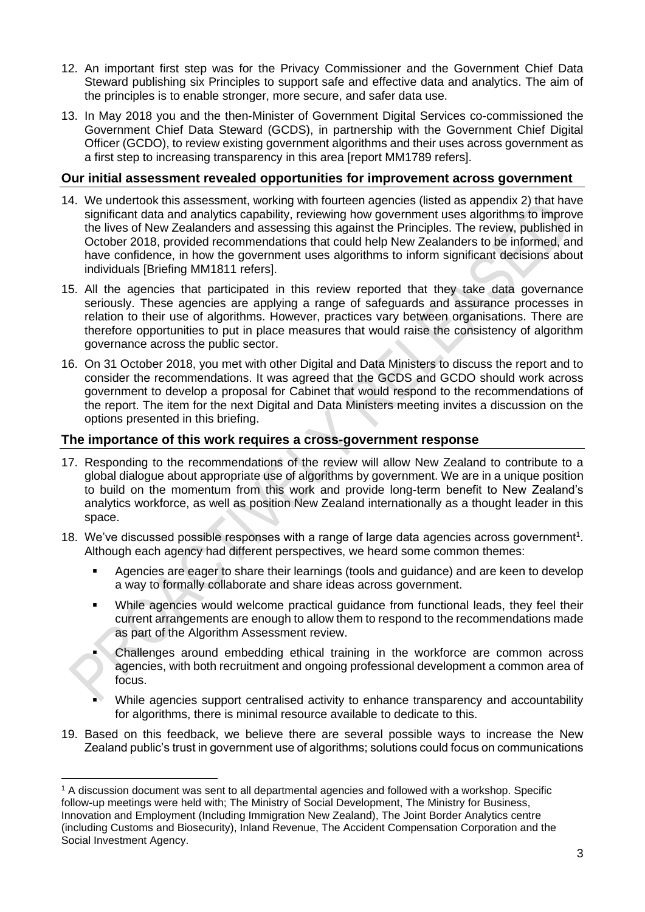12. An important first step was for the Privacy Commissioner and the Government Chief Data Steward publishing six Principles to support safe and effective data and analytics. The aim of the principles is to enable stronger, more secure, and safer data use.

13. In May 2018 you and the then-Minister of Government Digital Services co-commissioned the Government Chief Data Steward (GCDS), in partnership with the Government Chief Digital Officer (GCDO), to review existing government algorithms and their uses across government as a first step to increasing transparency in this area [report MM1789 refers].

## Our initial assessment revealed opportunities for improvement across government

14. We undertook this assessment, working with fourteen agencies (listed as appendix 2) that have significant data and analytics capability, reviewing how government uses algorithms to improve the lives of New Zealanders and assessing this against the Principles. The review, published in October 2018, provided recommendations that could help New Zealanders to be informed, and have confidence, in how the government uses algorithms to inform significant decisions about individuals [Briefing MM1811 refers].

15. All the agencies that participated in this review reported that they take data governance seriously. These agencies are applying a range of safeguards and assurance processes in relation to their use of algorithms. However, practices vary between organisations. There are therefore opportunities to put in place measures that would raise the consistency of algorithm governance across the public sector.

16. On 31 October 2018, you met with other Digital and Data Ministers to discuss the report and to consider the recommendations. It was agreed that the GCDS and GCDO should work across government to develop a proposal for Cabinet that would respond to the recommendations of the report. The item for the next Digital and Data Ministers meeting invites a discussion on the options presented in this briefing.

## The importance of this work requires a cross-government response

17. Responding to the recommendations of the review will allow New Zealand to contribute to a global dialogue about appropriate use of algorithms by government. We are in a unique position to build on the momentum from this work and provide long-term benefit to New Zealand's analytics workforce, as well as position New Zealand internationally as a thought leader in this space.

18. We've discussed possible responses with a range of large data agencies across government[1]. Although each agency had different perspectives, we heard some common themes:

    - Agencies are eager to share their learnings (tools and guidance) and are keen to develop a way to formally collaborate and share ideas across government.
    - While agencies would welcome practical guidance from functional leads, they feel their current arrangements are enough to allow them to respond to the recommendations made as part of the Algorithm Assessment review.
    - Challenges around embedding ethical training in the workforce are common across agencies, with both recruitment and ongoing professional development a common area of focus.
    - While agencies support centralised activity to enhance transparency and accountability for algorithms, there is minimal resource available to dedicate to this.

19. Based on this feedback, we believe there are several possible ways to increase the New Zealand public's trust in government use of algorithms; solutions could focus on communications

[1] A discussion document was sent to all departmental agencies and followed with a workshop. Specific follow-up meetings were held with; The Ministry of Social Development, The Ministry for Business, Innovation and Employment (Including Immigration New Zealand), The Joint Border Analytics centre (including Customs and Biosecurity), Inland Revenue, The Accident Compensation Corporation and the Social Investment Agency.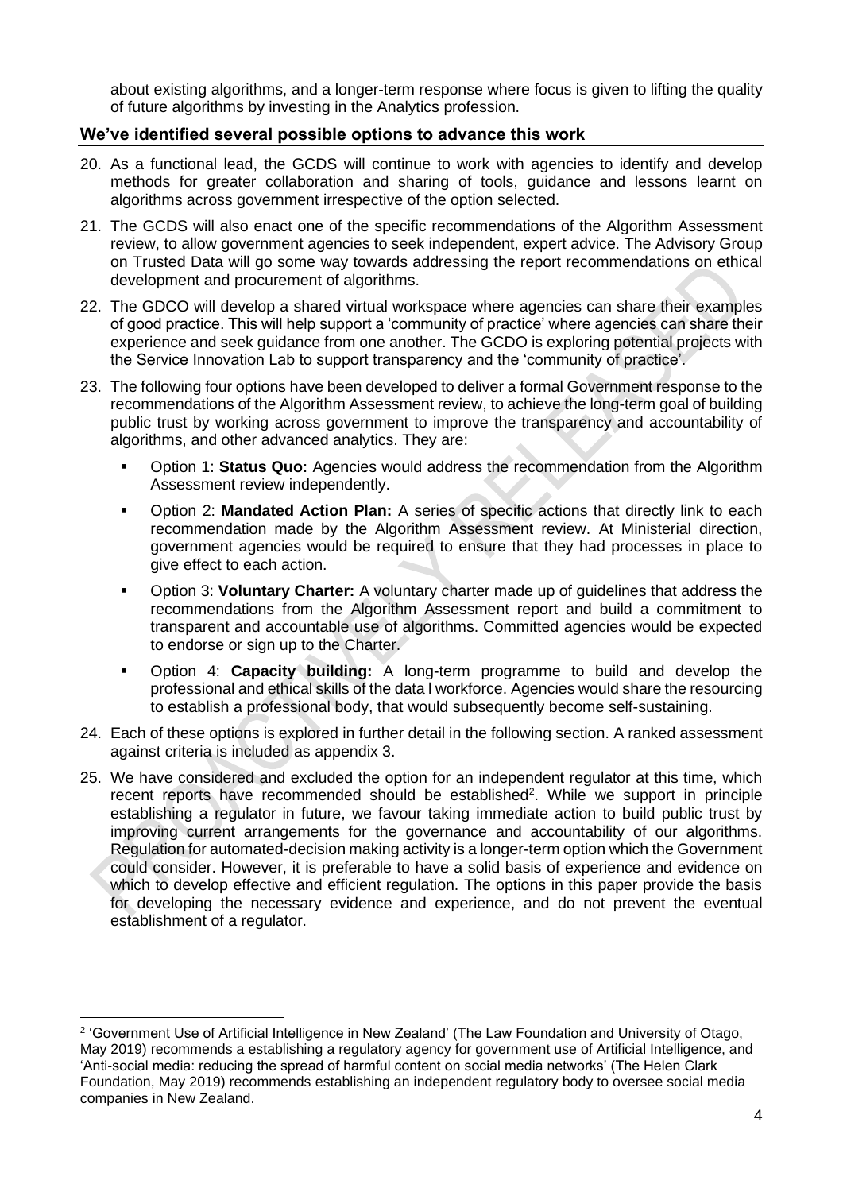about existing algorithms, and a longer-term response where focus is given to lifting the quality of future algorithms by investing in the Analytics profession.

## We've identified several possible options to advance this work

20. As a functional lead, the GCDS will continue to work with agencies to identify and develop methods for greater collaboration and sharing of tools, guidance and lessons learnt on algorithms across government irrespective of the option selected.

21. The GCDS will also enact one of the specific recommendations of the Algorithm Assessment review, to allow government agencies to seek independent, expert advice. The Advisory Group on Trusted Data will go some way towards addressing the report recommendations on ethical development and procurement of algorithms.

22. The GDCO will develop a shared virtual workspace where agencies can share their examples of good practice. This will help support a 'community of practice' where agencies can share their experience and seek guidance from one another. The GCDO is exploring potential projects with the Service Innovation Lab to support transparency and the 'community of practice'.

23. The following four options have been developed to deliver a formal Government response to the recommendations of the Algorithm Assessment review, to achieve the long-term goal of building public trust by working across government to improve the transparency and accountability of algorithms, and other advanced analytics. They are:

   - Option 1: **Status Quo:** Agencies would address the recommendation from the Algorithm Assessment review independently.
   - Option 2: **Mandated Action Plan:** A series of specific actions that directly link to each recommendation made by the Algorithm Assessment review. At Ministerial direction, government agencies would be required to ensure that they had processes in place to give effect to each action.
   - Option 3: **Voluntary Charter:** A voluntary charter made up of guidelines that address the recommendations from the Algorithm Assessment report and build a commitment to transparent and accountable use of algorithms. Committed agencies would be expected to endorse or sign up to the Charter.
   - Option 4: **Capacity building:** A long-term programme to build and develop the professional and ethical skills of the data l workforce. Agencies would share the resourcing to establish a professional body, that would subsequently become self-sustaining.

24. Each of these options is explored in further detail in the following section. A ranked assessment against criteria is included as appendix 3.

25. We have considered and excluded the option for an independent regulator at this time, which recent reports have recommended should be established[2]. While we support in principle establishing a regulator in future, we favour taking immediate action to build public trust by improving current arrangements for the governance and accountability of our algorithms. Regulation for automated-decision making activity is a longer-term option which the Government could consider. However, it is preferable to have a solid basis of experience and evidence on which to develop effective and efficient regulation. The options in this paper provide the basis for developing the necessary evidence and experience, and do not prevent the eventual establishment of a regulator.

---

[2] 'Government Use of Artificial Intelligence in New Zealand' (The Law Foundation and University of Otago, May 2019) recommends a establishing a regulatory agency for government use of Artificial Intelligence, and 'Anti-social media: reducing the spread of harmful content on social media networks' (The Helen Clark Foundation, May 2019) recommends establishing an independent regulatory body to oversee social media companies in New Zealand.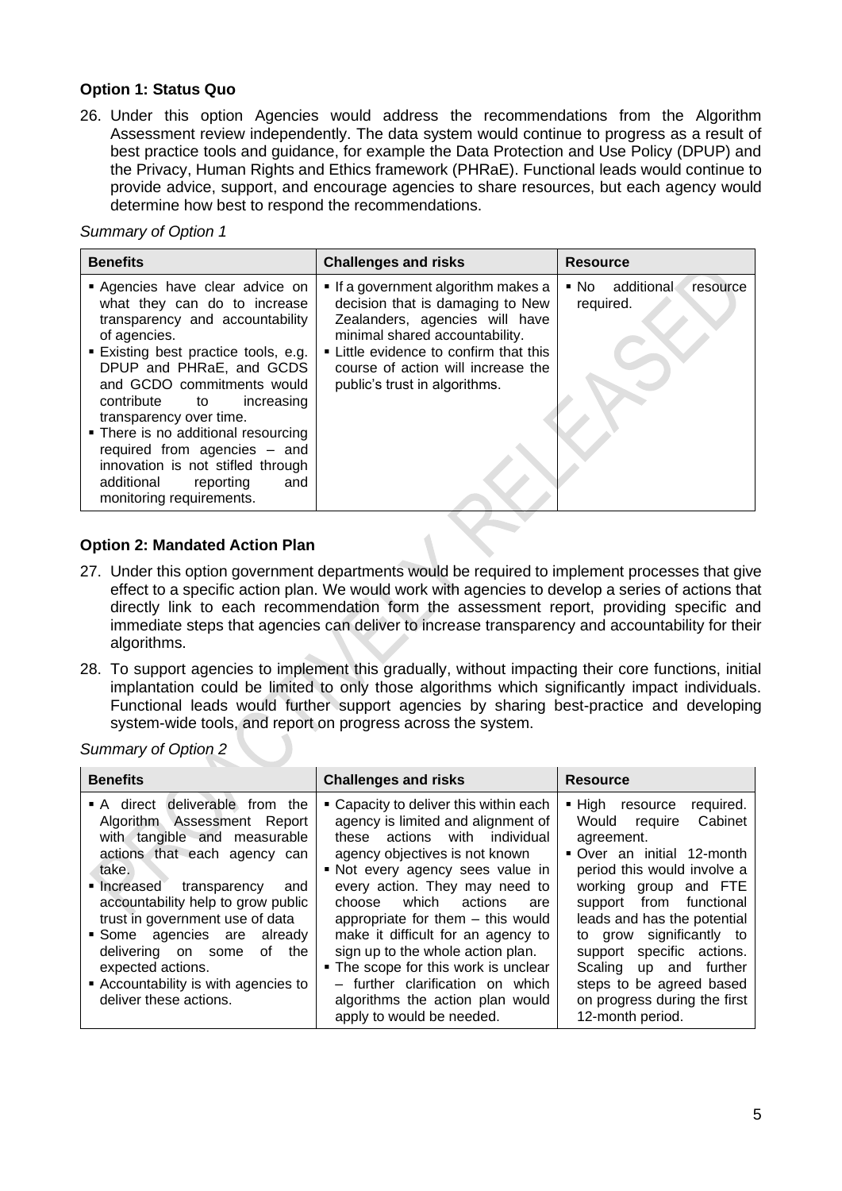**Option 1: Status Quo**

26. Under this option Agencies would address the recommendations from the Algorithm Assessment review independently. The data system would continue to progress as a result of best practice tools and guidance, for example the Data Protection and Use Policy (DPUP) and the Privacy, Human Rights and Ethics framework (PHRaE). Functional leads would continue to provide advice, support, and encourage agencies to share resources, but each agency would determine how best to respond the recommendations.

*Summary of Option 1*

| Benefits | Challenges and risks | Resource |
|---|---|---|
| ▪ Agencies have clear advice on what they can do to increase transparency and accountability of agencies.<br>▪ Existing best practice tools, e.g. DPUP and PHRaE, and GCDS and GCDO commitments would contribute to increasing transparency over time.<br>▪ There is no additional resourcing required from agencies – and innovation is not stifled through additional reporting and monitoring requirements. | ▪ If a government algorithm makes a decision that is damaging to New Zealanders, agencies will have minimal shared accountability.<br>▪ Little evidence to confirm that this course of action will increase the public's trust in algorithms. | ▪ No additional resource required. |

**Option 2: Mandated Action Plan**

27. Under this option government departments would be required to implement processes that give effect to a specific action plan. We would work with agencies to develop a series of actions that directly link to each recommendation form the assessment report, providing specific and immediate steps that agencies can deliver to increase transparency and accountability for their algorithms.

28. To support agencies to implement this gradually, without impacting their core functions, initial implantation could be limited to only those algorithms which significantly impact individuals. Functional leads would further support agencies by sharing best-practice and developing system-wide tools, and report on progress across the system.

*Summary of Option 2*

| Benefits | Challenges and risks | Resource |
|---|---|---|
| ▪ A direct deliverable from the Algorithm Assessment Report with tangible and measurable actions that each agency can take.<br>▪ Increased transparency and accountability help to grow public trust in government use of data<br>▪ Some agencies are already delivering on some of the expected actions.<br>▪ Accountability is with agencies to deliver these actions. | ▪ Capacity to deliver this within each agency is limited and alignment of these actions with individual agency objectives is not known<br>▪ Not every agency sees value in every action. They may need to choose which actions are appropriate for them – this would make it difficult for an agency to sign up to the whole action plan.<br>▪ The scope for this work is unclear – further clarification on which algorithms the action plan would apply to would be needed. | ▪ High resource required. Would require Cabinet agreement.<br>▪ Over an initial 12-month period this would involve a working group and FTE support from functional leads and has the potential to grow significantly to support specific actions. Scaling up and further steps to be agreed based on progress during the first 12-month period. |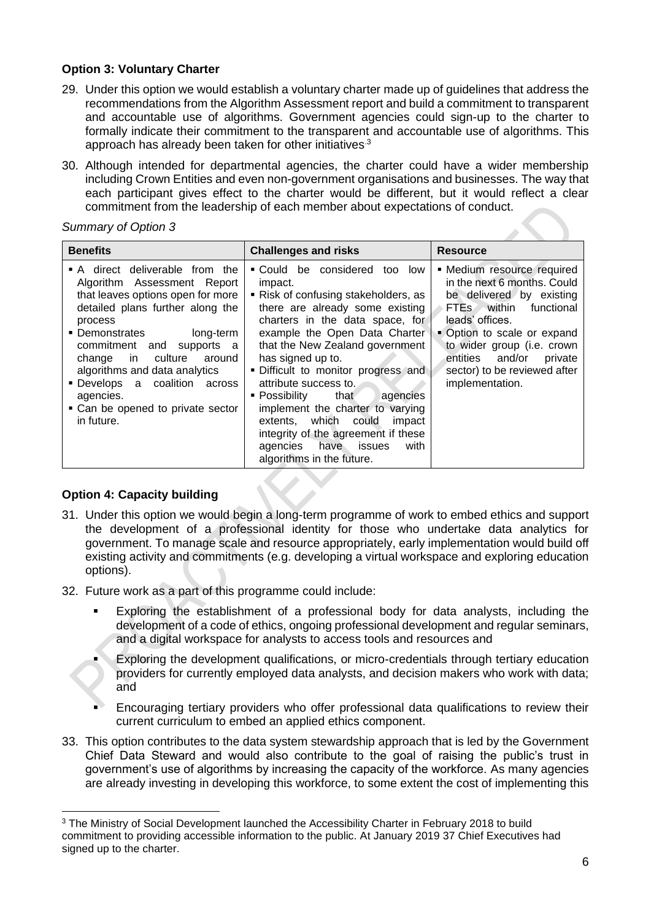### Option 3: Voluntary Charter

29. Under this option we would establish a voluntary charter made up of guidelines that address the recommendations from the Algorithm Assessment report and build a commitment to transparent and accountable use of algorithms. Government agencies could sign-up to the charter to formally indicate their commitment to the transparent and accountable use of algorithms. This approach has already been taken for other initiatives[3]

30. Although intended for departmental agencies, the charter could have a wider membership including Crown Entities and even non-government organisations and businesses. The way that each participant gives effect to the charter would be different, but it would reflect a clear commitment from the leadership of each member about expectations of conduct.

*Summary of Option 3*

| Benefits | Challenges and risks | Resource |
|---|---|---|
| ▪ A direct deliverable from the Algorithm Assessment Report that leaves options open for more detailed plans further along the process<br>▪ Demonstrates long-term commitment and supports a change in culture around algorithms and data analytics<br>▪ Develops a coalition across agencies.<br>▪ Can be opened to private sector in future. | ▪ Could be considered too low impact.<br>▪ Risk of confusing stakeholders, as there are already some existing charters in the data space, for example the Open Data Charter that the New Zealand government has signed up to.<br>▪ Difficult to monitor progress and attribute success to.<br>▪ Possibility that agencies implement the charter to varying extents, which could impact integrity of the agreement if these agencies have issues with algorithms in the future. | ▪ Medium resource required in the next 6 months. Could be delivered by existing FTEs within functional leads' offices.<br>▪ Option to scale or expand to wider group (i.e. crown entities and/or private sector) to be reviewed after implementation. |

### Option 4: Capacity building

31. Under this option we would begin a long-term programme of work to embed ethics and support the development of a professional identity for those who undertake data analytics for government. To manage scale and resource appropriately, early implementation would build off existing activity and commitments (e.g. developing a virtual workspace and exploring education options).

32. Future work as a part of this programme could include:
    - Exploring the establishment of a professional body for data analysts, including the development of a code of ethics, ongoing professional development and regular seminars, and a digital workspace for analysts to access tools and resources and
    - Exploring the development qualifications, or micro-credentials through tertiary education providers for currently employed data analysts, and decision makers who work with data; and
    - Encouraging tertiary providers who offer professional data qualifications to review their current curriculum to embed an applied ethics component.

33. This option contributes to the data system stewardship approach that is led by the Government Chief Data Steward and would also contribute to the goal of raising the public's trust in government's use of algorithms by increasing the capacity of the workforce. As many agencies are already investing in developing this workforce, to some extent the cost of implementing this

[3] The Ministry of Social Development launched the Accessibility Charter in February 2018 to build commitment to providing accessible information to the public. At January 2019 37 Chief Executives had signed up to the charter.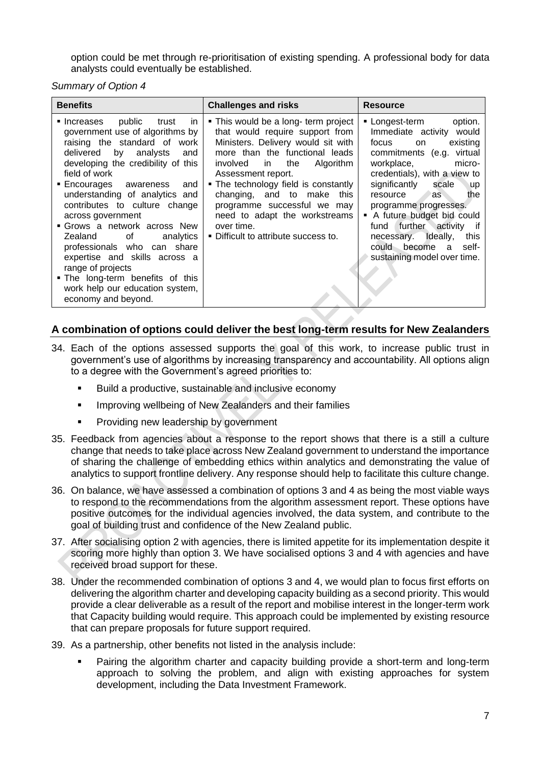option could be met through re-prioritisation of existing spending. A professional body for data analysts could eventually be established.

*Summary of Option 4*

| Benefits | Challenges and risks | Resource |
|---|---|---|
| ▪ Increases public trust in government use of algorithms by raising the standard of work delivered by analysts and developing the credibility of this field of work<br>▪ Encourages awareness and understanding of analytics and contributes to culture change across government<br>▪ Grows a network across New Zealand of analytics professionals who can share expertise and skills across a range of projects<br>▪ The long-term benefits of this work help our education system, economy and beyond. | ▪ This would be a long- term project that would require support from Ministers. Delivery would sit with more than the functional leads involved in the Algorithm Assessment report.<br>▪ The technology field is constantly changing, and to make this programme successful we may need to adapt the workstreams over time.<br>▪ Difficult to attribute success to. | ▪ Longest-term option. Immediate activity would focus on existing commitments (e.g. virtual workplace, micro-credentials), with a view to significantly scale up resource as the programme progresses.<br>▪ A future budget bid could fund further activity if necessary. Ideally, this could become a self-sustaining model over time. |

## A combination of options could deliver the best long-term results for New Zealanders

34. Each of the options assessed supports the goal of this work, to increase public trust in government's use of algorithms by increasing transparency and accountability. All options align to a degree with the Government's agreed priorities to:

    - Build a productive, sustainable and inclusive economy
    - Improving wellbeing of New Zealanders and their families
    - Providing new leadership by government

35. Feedback from agencies about a response to the report shows that there is a still a culture change that needs to take place across New Zealand government to understand the importance of sharing the challenge of embedding ethics within analytics and demonstrating the value of analytics to support frontline delivery. Any response should help to facilitate this culture change.

36. On balance, we have assessed a combination of options 3 and 4 as being the most viable ways to respond to the recommendations from the algorithm assessment report. These options have positive outcomes for the individual agencies involved, the data system, and contribute to the goal of building trust and confidence of the New Zealand public.

37. After socialising option 2 with agencies, there is limited appetite for its implementation despite it scoring more highly than option 3. We have socialised options 3 and 4 with agencies and have received broad support for these.

38. Under the recommended combination of options 3 and 4, we would plan to focus first efforts on delivering the algorithm charter and developing capacity building as a second priority. This would provide a clear deliverable as a result of the report and mobilise interest in the longer-term work that Capacity building would require. This approach could be implemented by existing resource that can prepare proposals for future support required.

39. As a partnership, other benefits not listed in the analysis include:

    - Pairing the algorithm charter and capacity building provide a short-term and long-term approach to solving the problem, and align with existing approaches for system development, including the Data Investment Framework.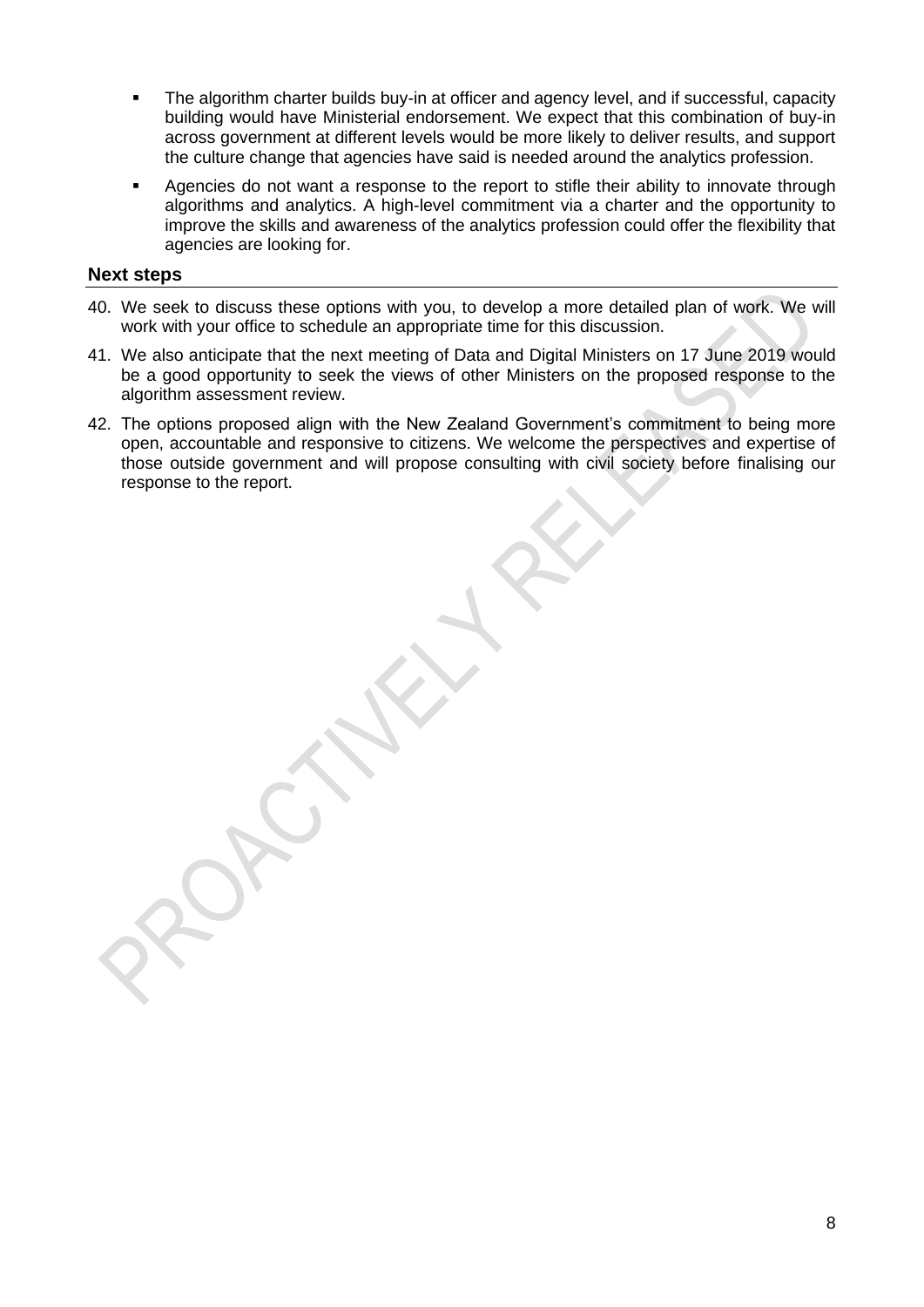- The algorithm charter builds buy-in at officer and agency level, and if successful, capacity building would have Ministerial endorsement. We expect that this combination of buy-in across government at different levels would be more likely to deliver results, and support the culture change that agencies have said is needed around the analytics profession.
- Agencies do not want a response to the report to stifle their ability to innovate through algorithms and analytics. A high-level commitment via a charter and the opportunity to improve the skills and awareness of the analytics profession could offer the flexibility that agencies are looking for.

## Next steps

40. We seek to discuss these options with you, to develop a more detailed plan of work. We will work with your office to schedule an appropriate time for this discussion.
41. We also anticipate that the next meeting of Data and Digital Ministers on 17 June 2019 would be a good opportunity to seek the views of other Ministers on the proposed response to the algorithm assessment review.
42. The options proposed align with the New Zealand Government's commitment to being more open, accountable and responsive to citizens. We welcome the perspectives and expertise of those outside government and will propose consulting with civil society before finalising our response to the report.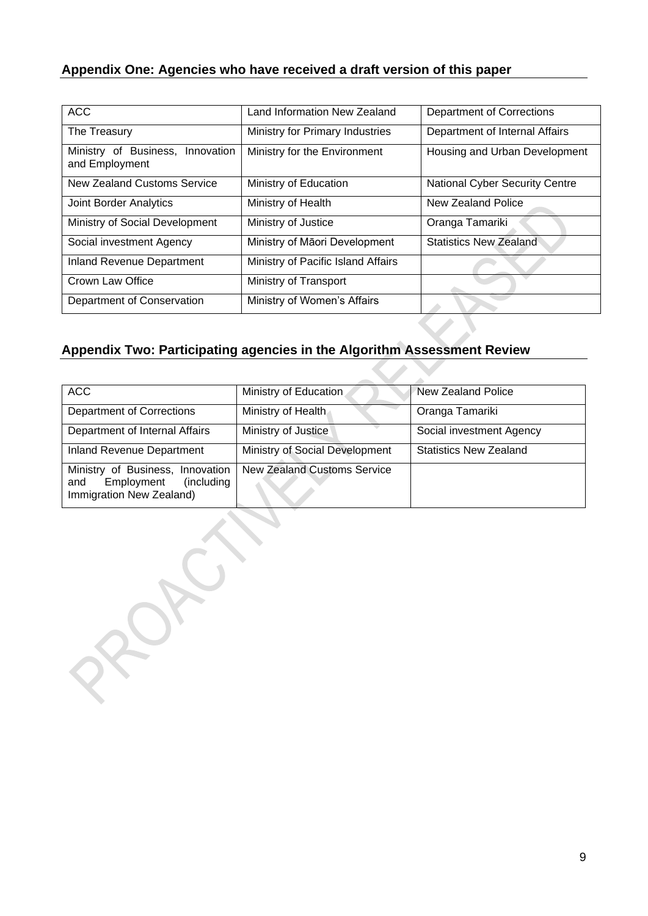## Appendix One: Agencies who have received a draft version of this paper

| ACC | Land Information New Zealand | Department of Corrections |
|---|---|---|
| The Treasury | Ministry for Primary Industries | Department of Internal Affairs |
| Ministry of Business, Innovation and Employment | Ministry for the Environment | Housing and Urban Development |
| New Zealand Customs Service | Ministry of Education | National Cyber Security Centre |
| Joint Border Analytics | Ministry of Health | New Zealand Police |
| Ministry of Social Development | Ministry of Justice | Oranga Tamariki |
| Social investment Agency | Ministry of Māori Development | Statistics New Zealand |
| Inland Revenue Department | Ministry of Pacific Island Affairs | |
| Crown Law Office | Ministry of Transport | |
| Department of Conservation | Ministry of Women's Affairs | |

## Appendix Two: Participating agencies in the Algorithm Assessment Review

| ACC | Ministry of Education | New Zealand Police |
|---|---|---|
| Department of Corrections | Ministry of Health | Oranga Tamariki |
| Department of Internal Affairs | Ministry of Justice | Social investment Agency |
| Inland Revenue Department | Ministry of Social Development | Statistics New Zealand |
| Ministry of Business, Innovation and Employment (including Immigration New Zealand) | New Zealand Customs Service | |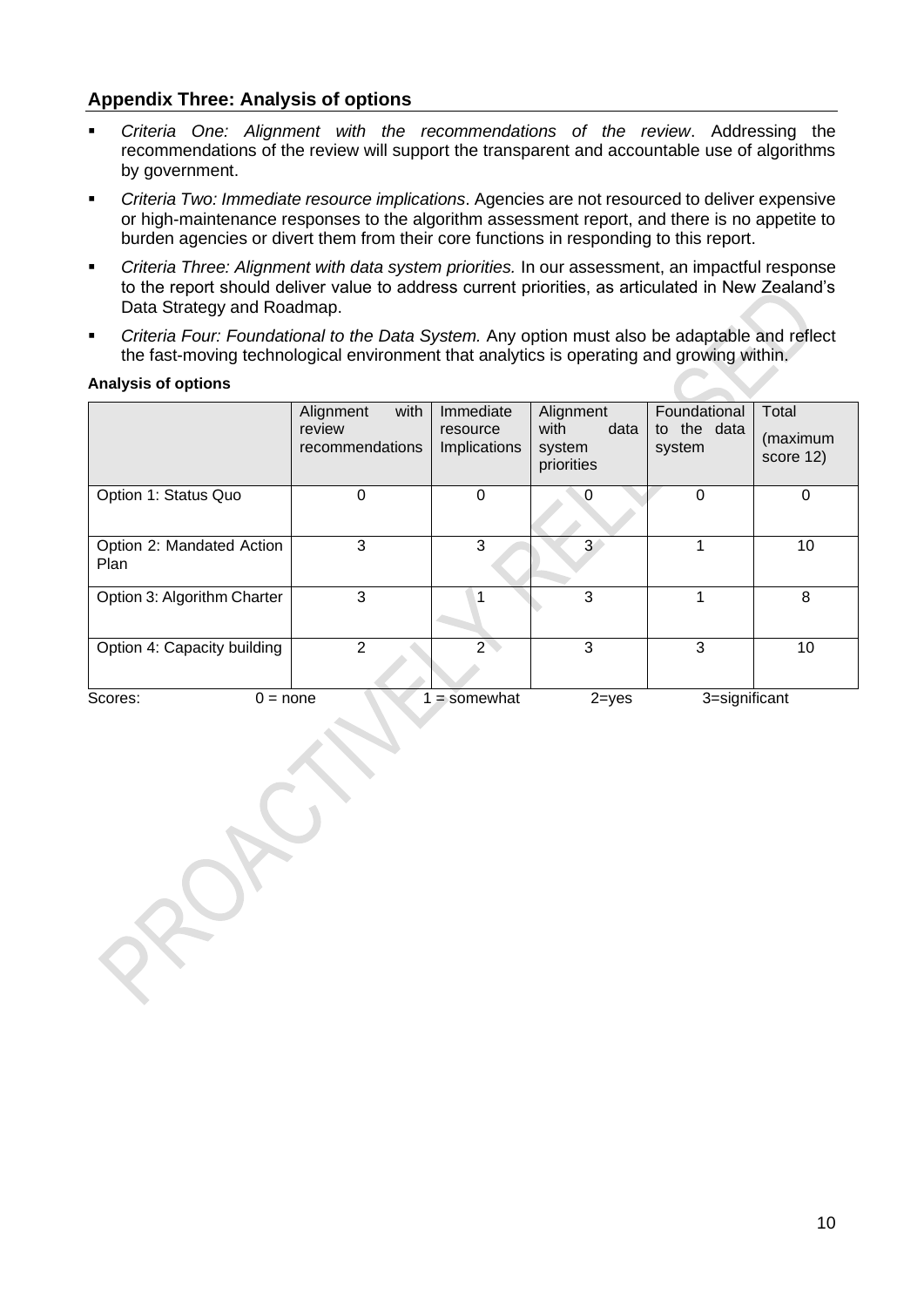## Appendix Three: Analysis of options

- *Criteria One: Alignment with the recommendations of the review*. Addressing the recommendations of the review will support the transparent and accountable use of algorithms by government.
- *Criteria Two: Immediate resource implications*. Agencies are not resourced to deliver expensive or high-maintenance responses to the algorithm assessment report, and there is no appetite to burden agencies or divert them from their core functions in responding to this report.
- *Criteria Three: Alignment with data system priorities.* In our assessment, an impactful response to the report should deliver value to address current priorities, as articulated in New Zealand's Data Strategy and Roadmap.
- *Criteria Four: Foundational to the Data System.* Any option must also be adaptable and reflect the fast-moving technological environment that analytics is operating and growing within.

**Analysis of options**

| | Alignment with review recommendations | Immediate resource Implications | Alignment with data system priorities | Foundational to the data system | Total (maximum score 12) |
|---|---|---|---|---|---|
| Option 1: Status Quo | 0 | 0 | 0 | 0 | 0 |
| Option 2: Mandated Action Plan | 3 | 3 | 3 | 1 | 10 |
| Option 3: Algorithm Charter | 3 | 1 | 3 | 1 | 8 |
| Option 4: Capacity building | 2 | 2 | 3 | 3 | 10 |

Scores: 0 = none 1 = somewhat 2=yes 3=significant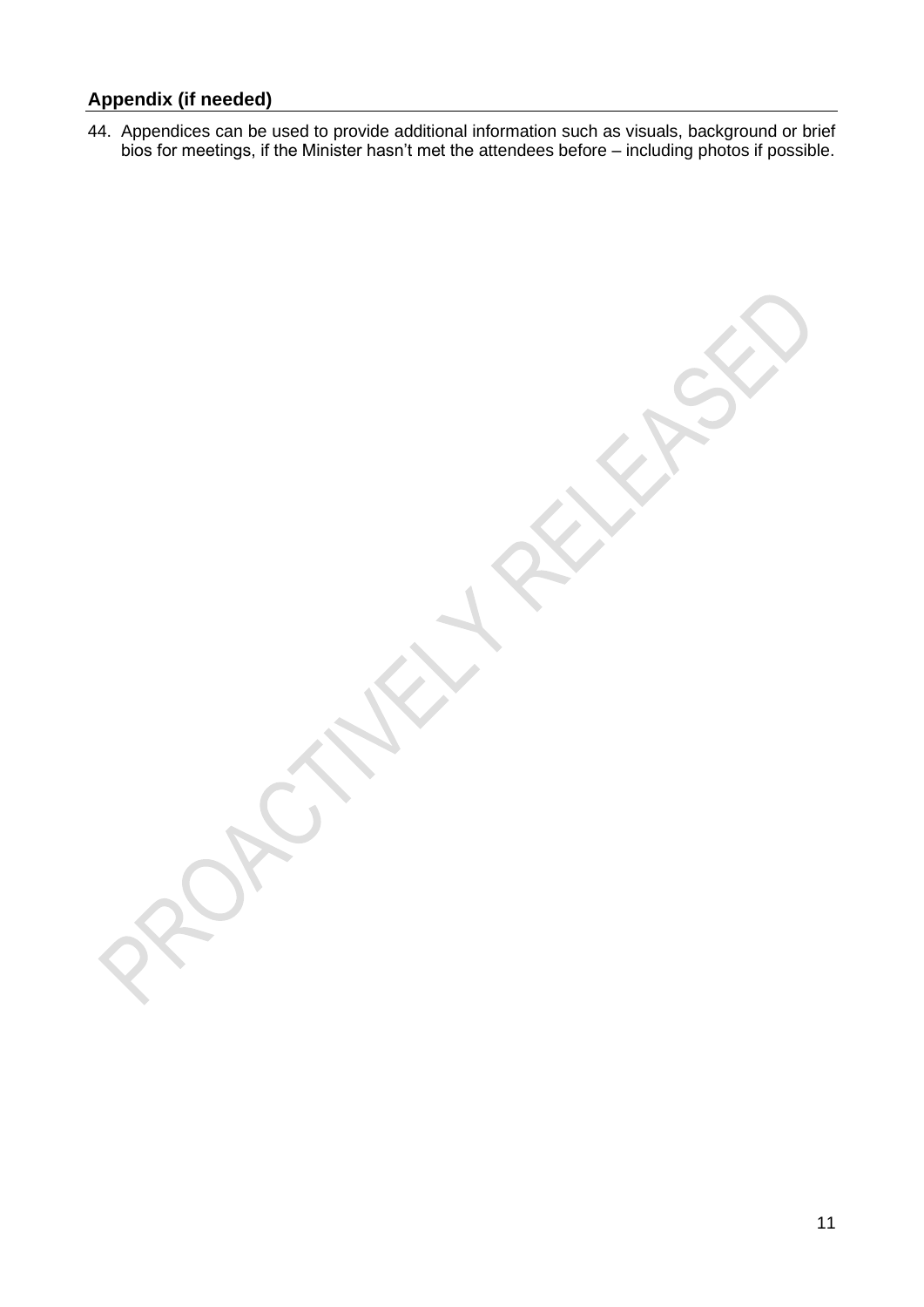## Appendix (if needed)

44. Appendices can be used to provide additional information such as visuals, background or brief bios for meetings, if the Minister hasn't met the attendees before – including photos if possible.